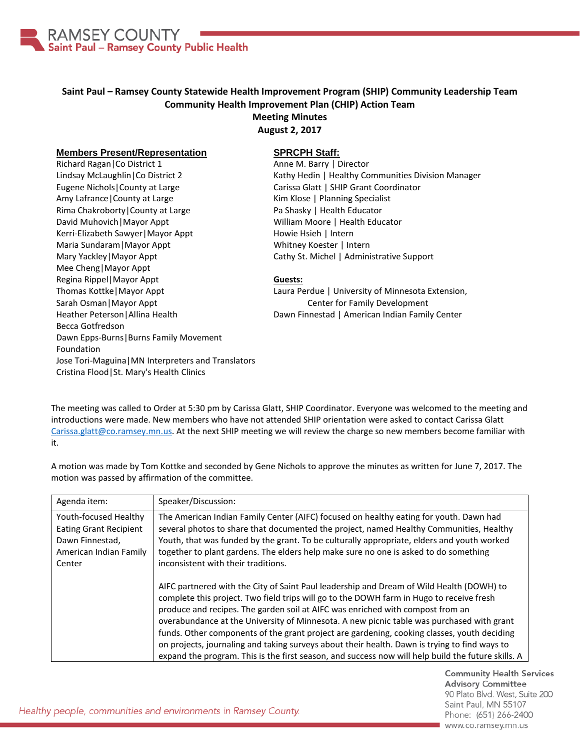# Saint Paul – Ramsey County Statewide Health Improvement Program (SHIP) Community Leadership Team
## Community Health Improvement Plan (CHIP) Action Team
## Meeting Minutes
## August 2, 2017

**Members Present/Representation**

Richard Ragan|Co District 1
Lindsay McLaughlin|Co District 2
Eugene Nichols|County at Large
Amy Lafrance|County at Large
Rima Chakroborty|County at Large
David Muhovich|Mayor Appt
Kerri-Elizabeth Sawyer|Mayor Appt
Maria Sundaram|Mayor Appt
Mary Yackley|Mayor Appt
Mee Cheng|Mayor Appt
Regina Rippel|Mayor Appt
Thomas Kottke|Mayor Appt
Sarah Osman|Mayor Appt
Heather Peterson|Allina Health
Becca Gotfredson
Dawn Epps-Burns|Burns Family Movement Foundation
Jose Tori-Maguina|MN Interpreters and Translators
Cristina Flood|St. Mary's Health Clinics

**SPRCPH Staff:**

Anne M. Barry | Director
Kathy Hedin | Healthy Communities Division Manager
Carissa Glatt | SHIP Grant Coordinator
Kim Klose | Planning Specialist
Pa Shasky | Health Educator
William Moore | Health Educator
Howie Hsieh | Intern
Whitney Koester | Intern
Cathy St. Michel | Administrative Support

**Guests:**

Laura Perdue | University of Minnesota Extension, Center for Family Development
Dawn Finnestad | American Indian Family Center

The meeting was called to Order at 5:30 pm by Carissa Glatt, SHIP Coordinator. Everyone was welcomed to the meeting and introductions were made. New members who have not attended SHIP orientation were asked to contact Carissa Glatt Carissa.glatt@co.ramsey.mn.us. At the next SHIP meeting we will review the charge so new members become familiar with it.

A motion was made by Tom Kottke and seconded by Gene Nichols to approve the minutes as written for June 7, 2017. The motion was passed by affirmation of the committee.

| Agenda item: | Speaker/Discussion: |
|---|---|
| Youth-focused Healthy Eating Grant Recipient Dawn Finnestad, American Indian Family Center | The American Indian Family Center (AIFC) focused on healthy eating for youth. Dawn had several photos to share that documented the project, named Healthy Communities, Healthy Youth, that was funded by the grant. To be culturally appropriate, elders and youth worked together to plant gardens. The elders help make sure no one is asked to do something inconsistent with their traditions.<br><br>AIFC partnered with the City of Saint Paul leadership and Dream of Wild Health (DOWH) to complete this project. Two field trips will go to the DOWH farm in Hugo to receive fresh produce and recipes. The garden soil at AIFC was enriched with compost from an overabundance at the University of Minnesota. A new picnic table was purchased with grant funds. Other components of the grant project are gardening, cooking classes, youth deciding on projects, journaling and taking surveys about their health. Dawn is trying to find ways to expand the program. This is the first season, and success now will help build the future skills. A |

*Healthy people, communities and environments in Ramsey County.*

Community Health Services Advisory Committee
90 Plato Blvd. West, Suite 200
Saint Paul, MN 55107
Phone: (651) 266-2400
www.co.ramsey.mn.us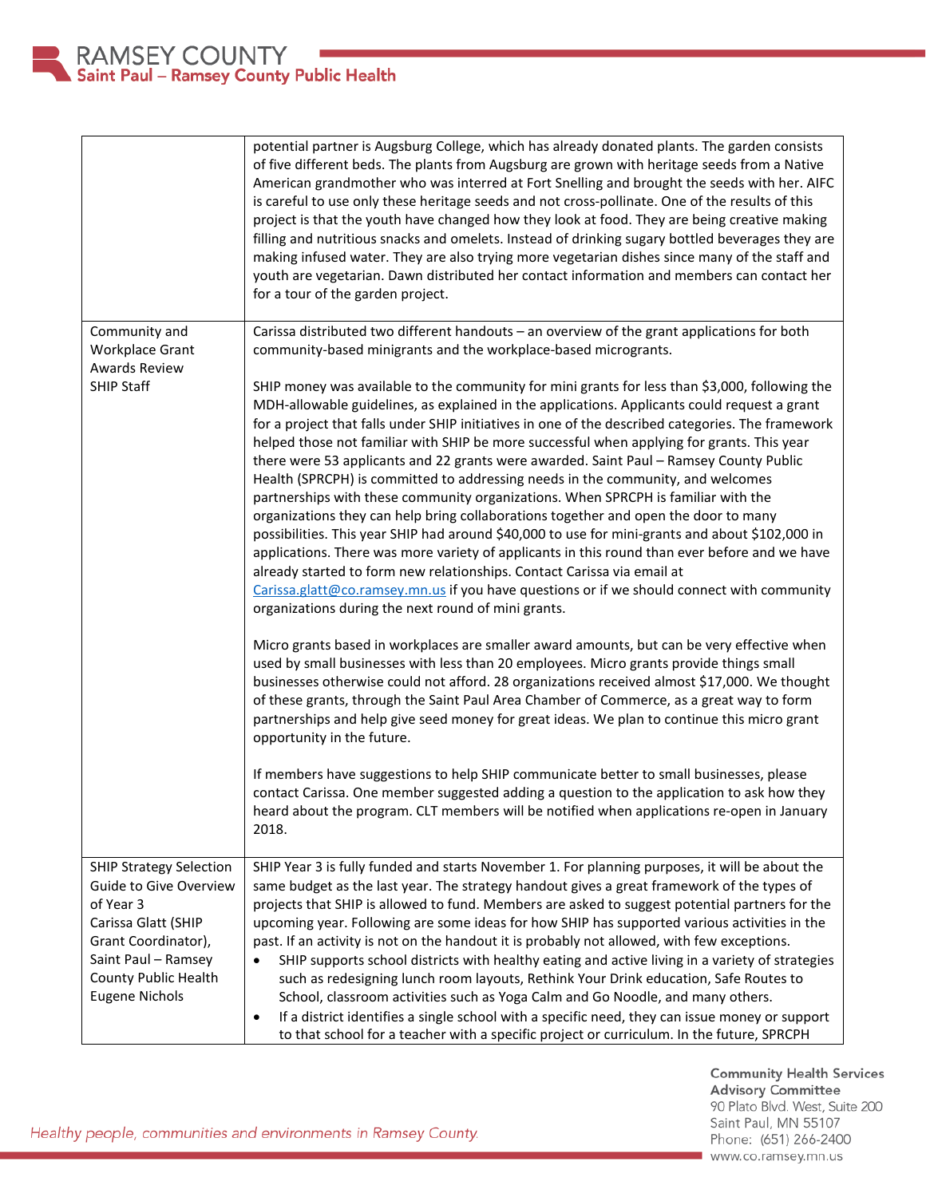| | |
|---|---|
| | potential partner is Augsburg College, which has already donated plants. The garden consists of five different beds. The plants from Augsburg are grown with heritage seeds from a Native American grandmother who was interred at Fort Snelling and brought the seeds with her. AIFC is careful to use only these heritage seeds and not cross-pollinate. One of the results of this project is that the youth have changed how they look at food. They are being creative making filling and nutritious snacks and omelets. Instead of drinking sugary bottled beverages they are making infused water. They are also trying more vegetarian dishes since many of the staff and youth are vegetarian. Dawn distributed her contact information and members can contact her for a tour of the garden project. |
| Community and Workplace Grant Awards Review<br>SHIP Staff | Carissa distributed two different handouts – an overview of the grant applications for both community-based minigrants and the workplace-based microgrants.<br><br>SHIP money was available to the community for mini grants for less than $3,000, following the MDH-allowable guidelines, as explained in the applications. Applicants could request a grant for a project that falls under SHIP initiatives in one of the described categories. The framework helped those not familiar with SHIP be more successful when applying for grants. This year there were 53 applicants and 22 grants were awarded. Saint Paul – Ramsey County Public Health (SPRCPH) is committed to addressing needs in the community, and welcomes partnerships with these community organizations. When SPRCPH is familiar with the organizations they can help bring collaborations together and open the door to many possibilities. This year SHIP had around $40,000 to use for mini-grants and about $102,000 in applications. There was more variety of applicants in this round than ever before and we have already started to form new relationships. Contact Carissa via email at Carissa.glatt@co.ramsey.mn.us if you have questions or if we should connect with community organizations during the next round of mini grants.<br><br>Micro grants based in workplaces are smaller award amounts, but can be very effective when used by small businesses with less than 20 employees. Micro grants provide things small businesses otherwise could not afford. 28 organizations received almost $17,000. We thought of these grants, through the Saint Paul Area Chamber of Commerce, as a great way to form partnerships and help give seed money for great ideas. We plan to continue this micro grant opportunity in the future.<br><br>If members have suggestions to help SHIP communicate better to small businesses, please contact Carissa. One member suggested adding a question to the application to ask how they heard about the program. CLT members will be notified when applications re-open in January 2018. |
| SHIP Strategy Selection Guide to Give Overview of Year 3<br>Carissa Glatt (SHIP Grant Coordinator), Saint Paul – Ramsey County Public Health<br>Eugene Nichols | SHIP Year 3 is fully funded and starts November 1. For planning purposes, it will be about the same budget as the last year. The strategy handout gives a great framework of the types of projects that SHIP is allowed to fund. Members are asked to suggest potential partners for the upcoming year. Following are some ideas for how SHIP has supported various activities in the past. If an activity is not on the handout it is probably not allowed, with few exceptions.<br>• SHIP supports school districts with healthy eating and active living in a variety of strategies such as redesigning lunch room layouts, Rethink Your Drink education, Safe Routes to School, classroom activities such as Yoga Calm and Go Noodle, and many others.<br>• If a district identifies a single school with a specific need, they can issue money or support to that school for a teacher with a specific project or curriculum. In the future, SPRCPH |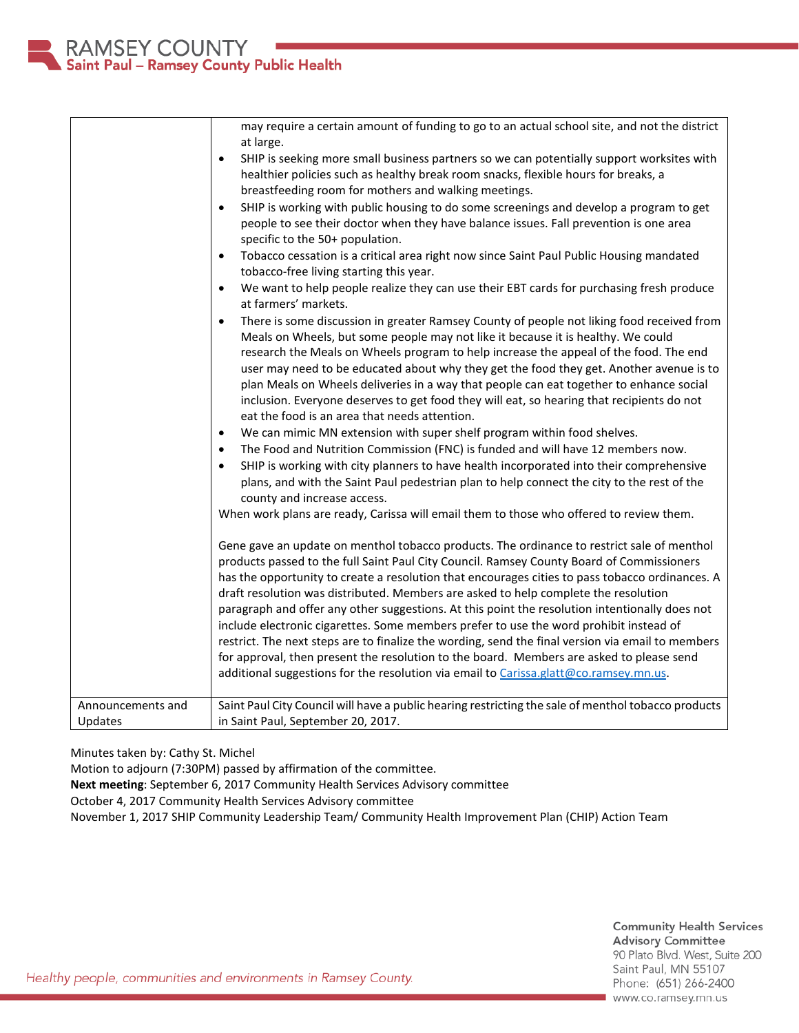| | |
|---|---|
| | may require a certain amount of funding to go to an actual school site, and not the district at large.<br>• SHIP is seeking more small business partners so we can potentially support worksites with healthier policies such as healthy break room snacks, flexible hours for breaks, a breastfeeding room for mothers and walking meetings.<br>• SHIP is working with public housing to do some screenings and develop a program to get people to see their doctor when they have balance issues. Fall prevention is one area specific to the 50+ population.<br>• Tobacco cessation is a critical area right now since Saint Paul Public Housing mandated tobacco-free living starting this year.<br>• We want to help people realize they can use their EBT cards for purchasing fresh produce at farmers' markets.<br>• There is some discussion in greater Ramsey County of people not liking food received from Meals on Wheels, but some people may not like it because it is healthy. We could research the Meals on Wheels program to help increase the appeal of the food. The end user may need to be educated about why they get the food they get. Another avenue is to plan Meals on Wheels deliveries in a way that people can eat together to enhance social inclusion. Everyone deserves to get food they will eat, so hearing that recipients do not eat the food is an area that needs attention.<br>• We can mimic MN extension with super shelf program within food shelves.<br>• The Food and Nutrition Commission (FNC) is funded and will have 12 members now.<br>• SHIP is working with city planners to have health incorporated into their comprehensive plans, and with the Saint Paul pedestrian plan to help connect the city to the rest of the county and increase access.<br>When work plans are ready, Carissa will email them to those who offered to review them.<br><br>Gene gave an update on menthol tobacco products. The ordinance to restrict sale of menthol products passed to the full Saint Paul City Council. Ramsey County Board of Commissioners has the opportunity to create a resolution that encourages cities to pass tobacco ordinances. A draft resolution was distributed. Members are asked to help complete the resolution paragraph and offer any other suggestions. At this point the resolution intentionally does not include electronic cigarettes. Some members prefer to use the word prohibit instead of restrict. The next steps are to finalize the wording, send the final version via email to members for approval, then present the resolution to the board. Members are asked to please send additional suggestions for the resolution via email to Carissa.glatt@co.ramsey.mn.us. |
| Announcements and Updates | Saint Paul City Council will have a public hearing restricting the sale of menthol tobacco products in Saint Paul, September 20, 2017. |

Minutes taken by: Cathy St. Michel

Motion to adjourn (7:30PM) passed by affirmation of the committee.

**Next meeting**: September 6, 2017 Community Health Services Advisory committee

October 4, 2017 Community Health Services Advisory committee

November 1, 2017 SHIP Community Leadership Team/ Community Health Improvement Plan (CHIP) Action Team